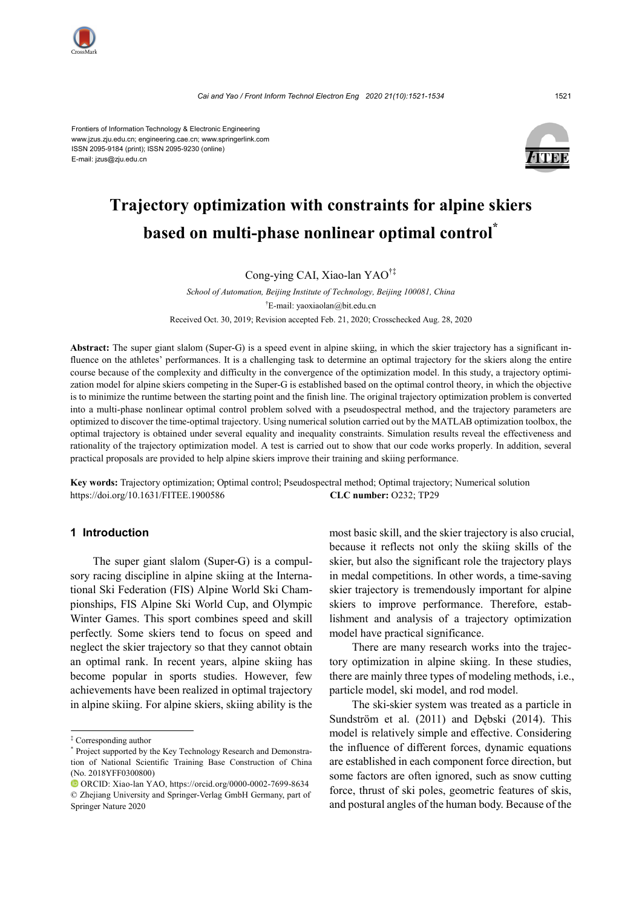Frontiers of Information Technology & Electronic Engineering
www.jzus.zju.edu.cn; engineering.cae.cn; www.springerlink.com
ISSN 2095-9184 (print); ISSN 2095-9230 (online)
E-mail: jzus@zju.edu.cn

# Trajectory optimization with constraints for alpine skiers based on multi-phase nonlinear optimal control*

Cong-ying CAI, Xiao-lan YAO†‡

*School of Automation, Beijing Institute of Technology, Beijing 100081, China*

†E-mail: yaoxiaolan@bit.edu.cn

Received Oct. 30, 2019; Revision accepted Feb. 21, 2020; Crosschecked Aug. 28, 2020

**Abstract:** The super giant slalom (Super-G) is a speed event in alpine skiing, in which the skier trajectory has a significant influence on the athletes' performances. It is a challenging task to determine an optimal trajectory for the skiers along the entire course because of the complexity and difficulty in the convergence of the optimization model. In this study, a trajectory optimization model for alpine skiers competing in the Super-G is established based on the optimal control theory, in which the objective is to minimize the runtime between the starting point and the finish line. The original trajectory optimization problem is converted into a multi-phase nonlinear optimal control problem solved with a pseudospectral method, and the trajectory parameters are optimized to discover the time-optimal trajectory. Using numerical solution carried out by the MATLAB optimization toolbox, the optimal trajectory is obtained under several equality and inequality constraints. Simulation results reveal the effectiveness and rationality of the trajectory optimization model. A test is carried out to show that our code works properly. In addition, several practical proposals are provided to help alpine skiers improve their training and skiing performance.

**Key words:** Trajectory optimization; Optimal control; Pseudospectral method; Optimal trajectory; Numerical solution
https://doi.org/10.1631/FITEE.1900586 **CLC number:** O232; TP29

## 1 Introduction

The super giant slalom (Super-G) is a compulsory racing discipline in alpine skiing at the International Ski Federation (FIS) Alpine World Ski Championships, FIS Alpine Ski World Cup, and Olympic Winter Games. This sport combines speed and skill perfectly. Some skiers tend to focus on speed and neglect the skier trajectory so that they cannot obtain an optimal rank. In recent years, alpine skiing has become popular in sports studies. However, few achievements have been realized in optimal trajectory in alpine skiing. For alpine skiers, skiing ability is the most basic skill, and the skier trajectory is also crucial, because it reflects not only the skiing skills of the skier, but also the significant role the trajectory plays in medal competitions. In other words, a time-saving skier trajectory is tremendously important for alpine skiers to improve performance. Therefore, establishment and analysis of a trajectory optimization model have practical significance.

There are many research works into the trajectory optimization in alpine skiing. In these studies, there are mainly three types of modeling methods, i.e., particle model, ski model, and rod model.

The ski-skier system was treated as a particle in Sundström et al. (2011) and Dębski (2014). This model is relatively simple and effective. Considering the influence of different forces, dynamic equations are established in each component force direction, but some factors are often ignored, such as snow cutting force, thrust of ski poles, geometric features of skis, and postural angles of the human body. Because of the

---

‡ Corresponding author

\* Project supported by the Key Technology Research and Demonstration of National Scientific Training Base Construction of China (No. 2018YFF0300800)

ORCID: Xiao-lan YAO, https://orcid.org/0000-0002-7699-8634

© Zhejiang University and Springer-Verlag GmbH Germany, part of Springer Nature 2020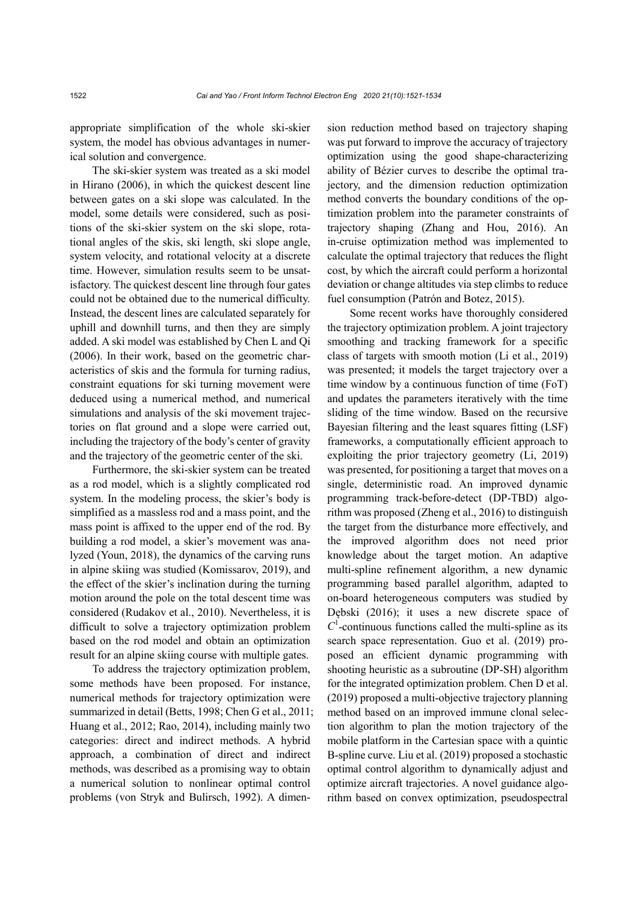appropriate simplification of the whole ski-skier system, the model has obvious advantages in numerical solution and convergence.

The ski-skier system was treated as a ski model in Hirano (2006), in which the quickest descent line between gates on a ski slope was calculated. In the model, some details were considered, such as positions of the ski-skier system on the ski slope, rotational angles of the skis, ski length, ski slope angle, system velocity, and rotational velocity at a discrete time. However, simulation results seem to be unsatisfactory. The quickest descent line through four gates could not be obtained due to the numerical difficulty. Instead, the descent lines are calculated separately for uphill and downhill turns, and then they are simply added. A ski model was established by Chen L and Qi (2006). In their work, based on the geometric characteristics of skis and the formula for turning radius, constraint equations for ski turning movement were deduced using a numerical method, and numerical simulations and analysis of the ski movement trajectories on flat ground and a slope were carried out, including the trajectory of the body's center of gravity and the trajectory of the geometric center of the ski.

Furthermore, the ski-skier system can be treated as a rod model, which is a slightly complicated rod system. In the modeling process, the skier's body is simplified as a massless rod and a mass point, and the mass point is affixed to the upper end of the rod. By building a rod model, a skier's movement was analyzed (Youn, 2018), the dynamics of the carving runs in alpine skiing was studied (Komissarov, 2019), and the effect of the skier's inclination during the turning motion around the pole on the total descent time was considered (Rudakov et al., 2010). Nevertheless, it is difficult to solve a trajectory optimization problem based on the rod model and obtain an optimization result for an alpine skiing course with multiple gates.

To address the trajectory optimization problem, some methods have been proposed. For instance, numerical methods for trajectory optimization were summarized in detail (Betts, 1998; Chen G et al., 2011; Huang et al., 2012; Rao, 2014), including mainly two categories: direct and indirect methods. A hybrid approach, a combination of direct and indirect methods, was described as a promising way to obtain a numerical solution to nonlinear optimal control problems (von Stryk and Bulirsch, 1992). A dimension reduction method based on trajectory shaping was put forward to improve the accuracy of trajectory optimization using the good shape-characterizing ability of Bézier curves to describe the optimal trajectory, and the dimension reduction optimization method converts the boundary conditions of the optimization problem into the parameter constraints of trajectory shaping (Zhang and Hou, 2016). An in-cruise optimization method was implemented to calculate the optimal trajectory that reduces the flight cost, by which the aircraft could perform a horizontal deviation or change altitudes via step climbs to reduce fuel consumption (Patrón and Botez, 2015).

Some recent works have thoroughly considered the trajectory optimization problem. A joint trajectory smoothing and tracking framework for a specific class of targets with smooth motion (Li et al., 2019) was presented; it models the target trajectory over a time window by a continuous function of time (FoT) and updates the parameters iteratively with the time sliding of the time window. Based on the recursive Bayesian filtering and the least squares fitting (LSF) frameworks, a computationally efficient approach to exploiting the prior trajectory geometry (Li, 2019) was presented, for positioning a target that moves on a single, deterministic road. An improved dynamic programming track-before-detect (DP-TBD) algorithm was proposed (Zheng et al., 2016) to distinguish the target from the disturbance more effectively, and the improved algorithm does not need prior knowledge about the target motion. An adaptive multi-spline refinement algorithm, a new dynamic programming based parallel algorithm, adapted to on-board heterogeneous computers was studied by Dębski (2016); it uses a new discrete space of $C^1$-continuous functions called the multi-spline as its search space representation. Guo et al. (2019) proposed an efficient dynamic programming with shooting heuristic as a subroutine (DP-SH) algorithm for the integrated optimization problem. Chen D et al. (2019) proposed a multi-objective trajectory planning method based on an improved immune clonal selection algorithm to plan the motion trajectory of the mobile platform in the Cartesian space with a quintic B-spline curve. Liu et al. (2019) proposed a stochastic optimal control algorithm to dynamically adjust and optimize aircraft trajectories. A novel guidance algorithm based on convex optimization, pseudospectral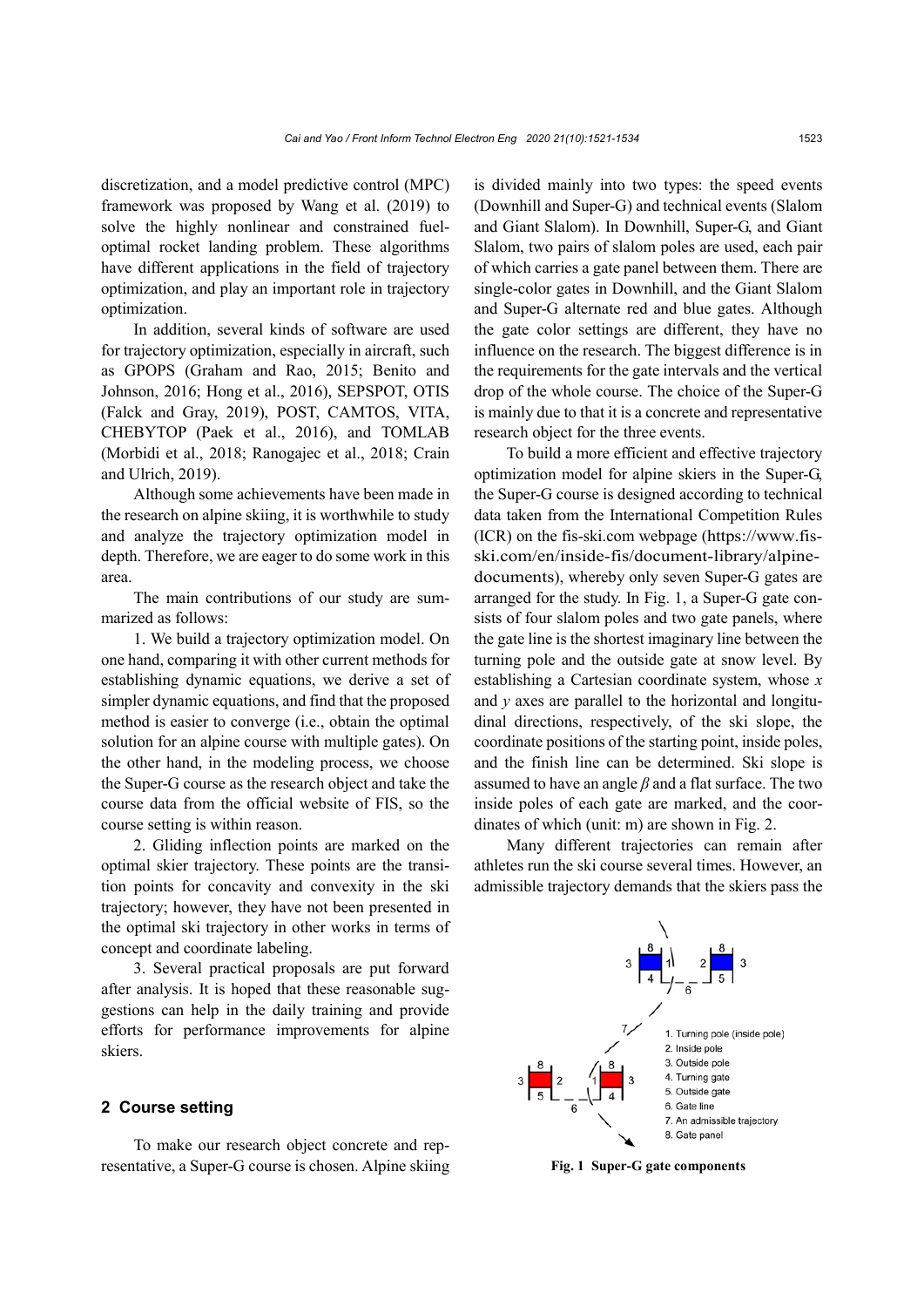discretization, and a model predictive control (MPC) framework was proposed by Wang et al. (2019) to solve the highly nonlinear and constrained fuel-optimal rocket landing problem. These algorithms have different applications in the field of trajectory optimization, and play an important role in trajectory optimization.

In addition, several kinds of software are used for trajectory optimization, especially in aircraft, such as GPOPS (Graham and Rao, 2015; Benito and Johnson, 2016; Hong et al., 2016), SEPSPOT, OTIS (Falck and Gray, 2019), POST, CAMTOS, VITA, CHEBYTOP (Paek et al., 2016), and TOMLAB (Morbidi et al., 2018; Ranogajec et al., 2018; Crain and Ulrich, 2019).

Although some achievements have been made in the research on alpine skiing, it is worthwhile to study and analyze the trajectory optimization model in depth. Therefore, we are eager to do some work in this area.

The main contributions of our study are summarized as follows:

1. We build a trajectory optimization model. On one hand, comparing it with other current methods for establishing dynamic equations, we derive a set of simpler dynamic equations, and find that the proposed method is easier to converge (i.e., obtain the optimal solution for an alpine course with multiple gates). On the other hand, in the modeling process, we choose the Super-G course as the research object and take the course data from the official website of FIS, so the course setting is within reason.

2. Gliding inflection points are marked on the optimal skier trajectory. These points are the transition points for concavity and convexity in the ski trajectory; however, they have not been presented in the optimal ski trajectory in other works in terms of concept and coordinate labeling.

3. Several practical proposals are put forward after analysis. It is hoped that these reasonable suggestions can help in the daily training and provide efforts for performance improvements for alpine skiers.

## 2 Course setting

To make our research object concrete and representative, a Super-G course is chosen. Alpine skiing is divided mainly into two types: the speed events (Downhill and Super-G) and technical events (Slalom and Giant Slalom). In Downhill, Super-G, and Giant Slalom, two pairs of slalom poles are used, each pair of which carries a gate panel between them. There are single-color gates in Downhill, and the Giant Slalom and Super-G alternate red and blue gates. Although the gate color settings are different, they have no influence on the research. The biggest difference is in the requirements for the gate intervals and the vertical drop of the whole course. The choice of the Super-G is mainly due to that it is a concrete and representative research object for the three events.

To build a more efficient and effective trajectory optimization model for alpine skiers in the Super-G, the Super-G course is designed according to technical data taken from the International Competition Rules (ICR) on the fis-ski.com webpage (https://www.fis-ski.com/en/inside-fis/document-library/alpine-documents), whereby only seven Super-G gates are arranged for the study. In Fig. 1, a Super-G gate consists of four slalom poles and two gate panels, where the gate line is the shortest imaginary line between the turning pole and the outside gate at snow level. By establishing a Cartesian coordinate system, whose $x$ and $y$ axes are parallel to the horizontal and longitudinal directions, respectively, of the ski slope, the coordinate positions of the starting point, inside poles, and the finish line can be determined. Ski slope is assumed to have an angle $\beta$ and a flat surface. The two inside poles of each gate are marked, and the coordinates of which (unit: m) are shown in Fig. 2.

Many different trajectories can remain after athletes run the ski course several times. However, an admissible trajectory demands that the skiers pass the

1. Turning pole (inside pole)
2. Inside pole
3. Outside pole
4. Turning gate
5. Outside gate
6. Gate line
7. An admissible trajectory
8. Gate panel

**Fig. 1 Super-G gate components**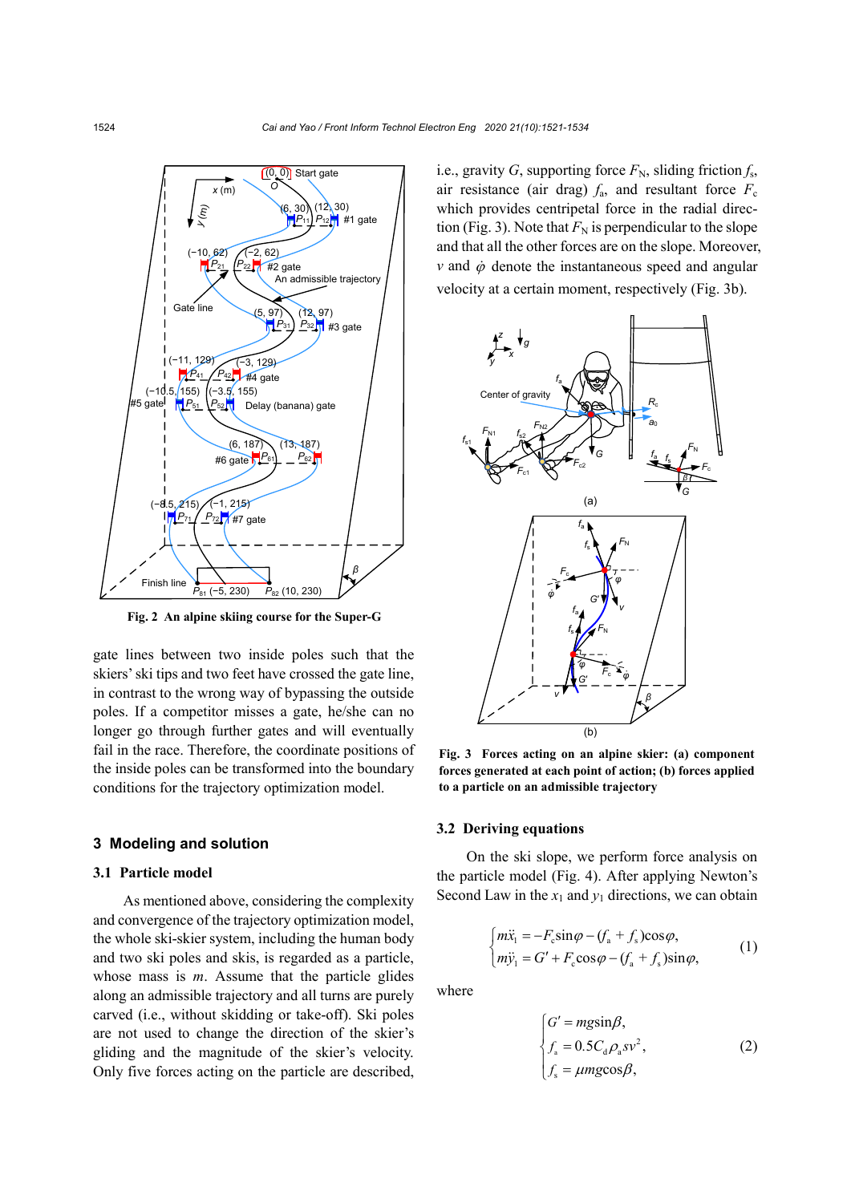Fig. 2 An alpine skiing course for the Super-G

gate lines between two inside poles such that the skiers' ski tips and two feet have crossed the gate line, in contrast to the wrong way of bypassing the outside poles. If a competitor misses a gate, he/she can no longer go through further gates and will eventually fail in the race. Therefore, the coordinate positions of the inside poles can be transformed into the boundary conditions for the trajectory optimization model.

## 3 Modeling and solution

### 3.1 Particle model

As mentioned above, considering the complexity and convergence of the trajectory optimization model, the whole ski-skier system, including the human body and two ski poles and skis, is regarded as a particle, whose mass is $m$. Assume that the particle glides along an admissible trajectory and all turns are purely carved (i.e., without skidding or take-off). Ski poles are not used to change the direction of the skier's gliding and the magnitude of the skier's velocity. Only five forces acting on the particle are described, i.e., gravity $G$, supporting force $F_{\mathrm{N}}$, sliding friction $f_{\mathrm{s}}$, air resistance (air drag) $f_{\mathrm{a}}$, and resultant force $F_{\mathrm{c}}$ which provides centripetal force in the radial direction (Fig. 3). Note that $F_{\mathrm{N}}$ is perpendicular to the slope and that all the other forces are on the slope. Moreover, $v$ and $\dot{\varphi}$ denote the instantaneous speed and angular velocity at a certain moment, respectively (Fig. 3b).

Fig. 3 Forces acting on an alpine skier: (a) component forces generated at each point of action; (b) forces applied to a particle on an admissible trajectory

### 3.2 Deriving equations

On the ski slope, we perform force analysis on the particle model (Fig. 4). After applying Newton's Second Law in the $x_1$ and $y_1$ directions, we can obtain

$$\begin{cases} m\ddot{x}_1 = -F_{\mathrm{c}}\sin\varphi - (f_{\mathrm{a}} + f_{\mathrm{s}})\cos\varphi, \\ m\ddot{y}_1 = G' + F_{\mathrm{c}}\cos\varphi - (f_{\mathrm{a}} + f_{\mathrm{s}})\sin\varphi, \end{cases} \tag{1}$$

where

$$\begin{cases} G' = mg\sin\beta, \\ f_{\mathrm{a}} = 0.5C_{\mathrm{d}}\rho_{\mathrm{a}}sv^2, \\ f_{\mathrm{s}} = \mu mg\cos\beta, \end{cases} \tag{2}$$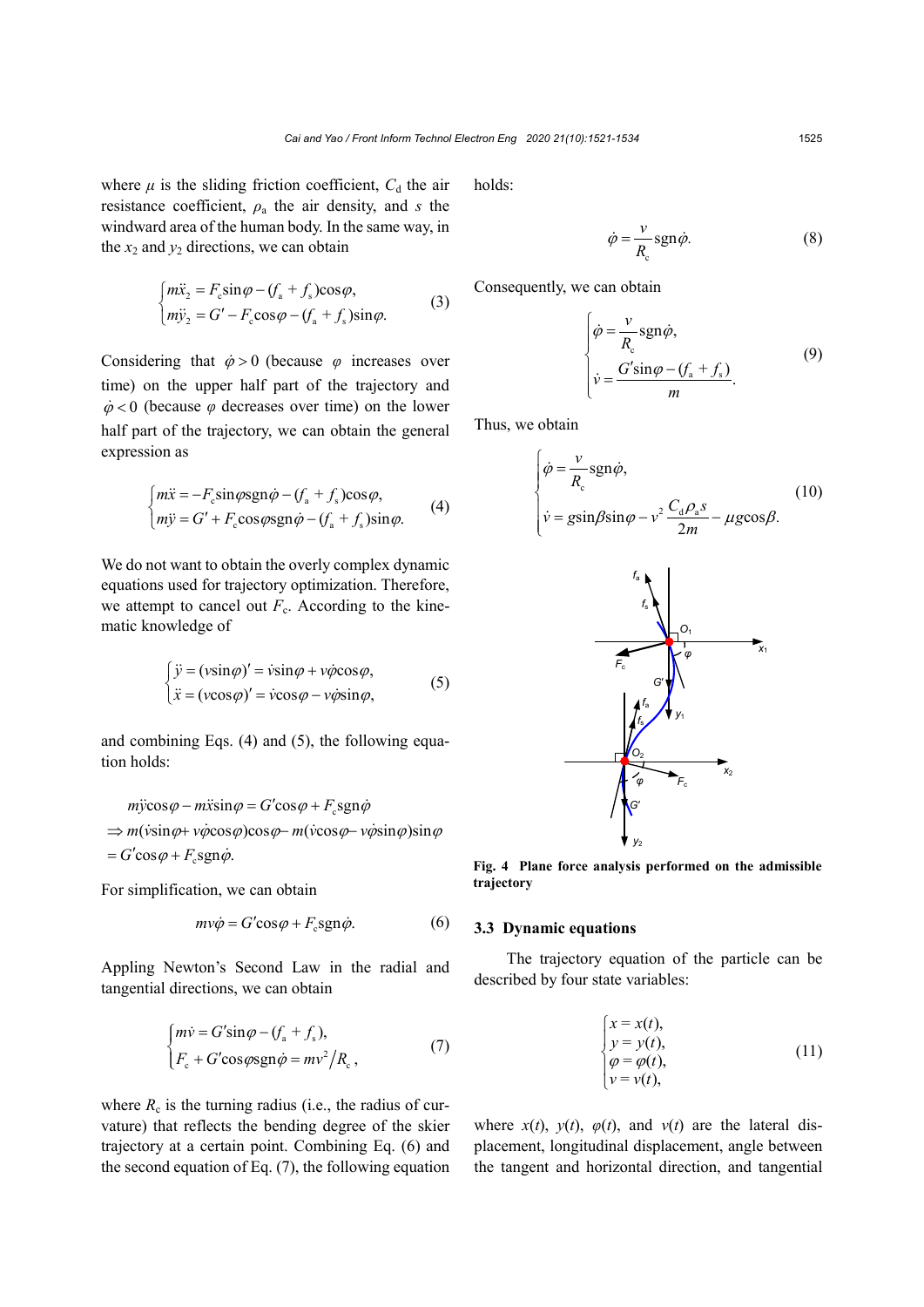where $\mu$ is the sliding friction coefficient, $C_d$ the air resistance coefficient, $\rho_a$ the air density, and $s$ the windward area of the human body. In the same way, in the $x_2$ and $y_2$ directions, we can obtain

$$\begin{cases} m\ddot{x}_2 = F_c\sin\varphi - (f_a + f_s)\cos\varphi, \\ m\ddot{y}_2 = G' - F_c\cos\varphi - (f_a + f_s)\sin\varphi. \end{cases} \tag{3}$$

Considering that $\dot{\varphi} > 0$ (because $\varphi$ increases over time) on the upper half part of the trajectory and $\dot{\varphi} < 0$ (because $\varphi$ decreases over time) on the lower half part of the trajectory, we can obtain the general expression as

$$\begin{cases} m\ddot{x} = -F_c\sin\varphi\,\mathrm{sgn}\dot{\varphi} - (f_a + f_s)\cos\varphi, \\ m\ddot{y} = G' + F_c\cos\varphi\,\mathrm{sgn}\dot{\varphi} - (f_a + f_s)\sin\varphi. \end{cases} \tag{4}$$

We do not want to obtain the overly complex dynamic equations used for trajectory optimization. Therefore, we attempt to cancel out $F_c$. According to the kinematic knowledge of

$$\begin{cases} \ddot{y} = (v\sin\varphi)' = \dot{v}\sin\varphi + v\dot{\varphi}\cos\varphi, \\ \ddot{x} = (v\cos\varphi)' = \dot{v}\cos\varphi - v\dot{\varphi}\sin\varphi, \end{cases} \tag{5}$$

and combining Eqs. (4) and (5), the following equation holds:

$$\begin{aligned} &m\ddot{y}\cos\varphi - m\ddot{x}\sin\varphi = G'\cos\varphi + F_c\,\mathrm{sgn}\dot{\varphi} \\ &\Rightarrow m(\dot{v}\sin\varphi + v\dot{\varphi}\cos\varphi)\cos\varphi - m(\dot{v}\cos\varphi - v\dot{\varphi}\sin\varphi)\sin\varphi \\ &= G'\cos\varphi + F_c\,\mathrm{sgn}\dot{\varphi}. \end{aligned}$$

For simplification, we can obtain

$$mv\dot{\varphi} = G'\cos\varphi + F_c\,\mathrm{sgn}\dot{\varphi}. \tag{6}$$

Appling Newton's Second Law in the radial and tangential directions, we can obtain

$$\begin{cases} m\dot{v} = G'\sin\varphi - (f_a + f_s), \\ F_c + G'\cos\varphi\,\mathrm{sgn}\dot{\varphi} = mv^2/R_c, \end{cases} \tag{7}$$

where $R_c$ is the turning radius (i.e., the radius of curvature) that reflects the bending degree of the skier trajectory at a certain point. Combining Eq. (6) and the second equation of Eq. (7), the following equation holds:

$$\dot{\varphi} = \frac{v}{R_c}\mathrm{sgn}\dot{\varphi}. \tag{8}$$

Consequently, we can obtain

$$\begin{cases} \dot{\varphi} = \dfrac{v}{R_c}\mathrm{sgn}\dot{\varphi}, \\ \dot{v} = \dfrac{G'\sin\varphi - (f_a + f_s)}{m}. \end{cases} \tag{9}$$

Thus, we obtain

$$\begin{cases} \dot{\varphi} = \dfrac{v}{R_c}\mathrm{sgn}\dot{\varphi}, \\ \dot{v} = g\sin\beta\sin\varphi - v^2\dfrac{C_d\rho_a s}{2m} - \mu g\cos\beta. \end{cases} \tag{10}$$

**Fig. 4 Plane force analysis performed on the admissible trajectory**

### 3.3 Dynamic equations

The trajectory equation of the particle can be described by four state variables:

$$\begin{cases} x = x(t), \\ y = y(t), \\ \varphi = \varphi(t), \\ v = v(t), \end{cases} \tag{11}$$

where $x(t)$, $y(t)$, $\varphi(t)$, and $v(t)$ are the lateral displacement, longitudinal displacement, angle between the tangent and horizontal direction, and tangential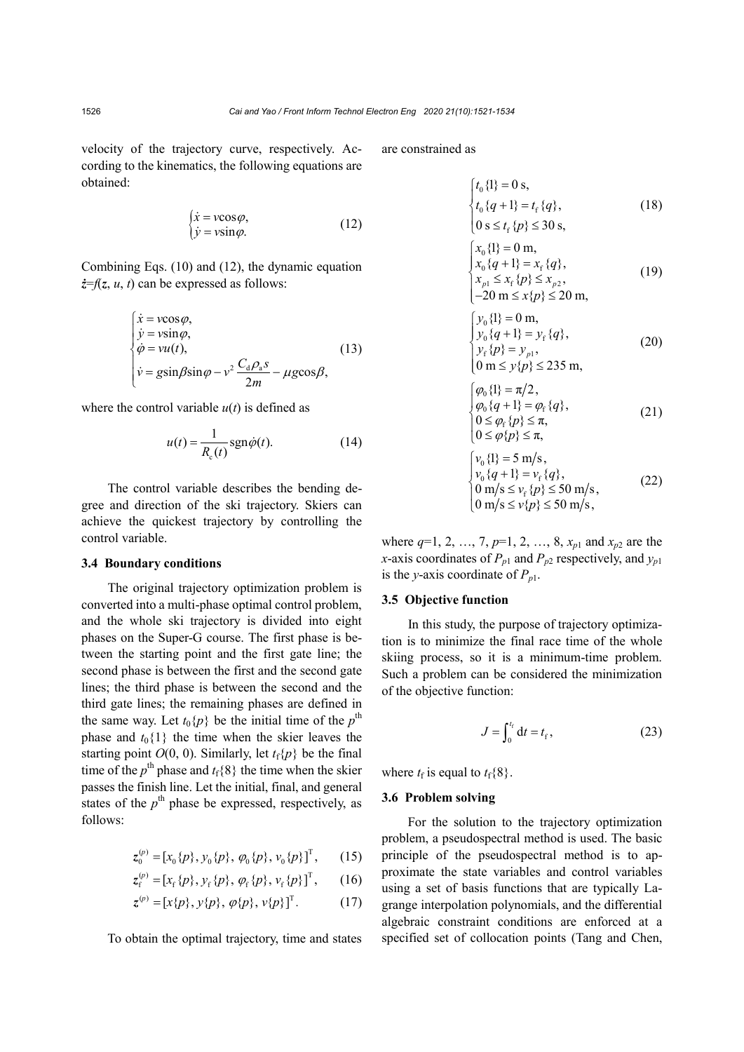velocity of the trajectory curve, respectively. According to the kinematics, the following equations are obtained:

$$\begin{cases} \dot{x} = v\cos\varphi, \\ \dot{y} = v\sin\varphi. \end{cases} \tag{12}$$

Combining Eqs. (10) and (12), the dynamic equation $\dot{\boldsymbol{z}}=f(\boldsymbol{z}, u, t)$ can be expressed as follows:

$$\begin{cases} \dot{x} = v\cos\varphi, \\ \dot{y} = v\sin\varphi, \\ \dot{\varphi} = vu(t), \\ \dot{v} = g\sin\beta\sin\varphi - v^2 \dfrac{C_{\mathrm{d}}\rho_{\mathrm{a}}s}{2m} - \mu g\cos\beta, \end{cases} \tag{13}$$

where the control variable $u(t)$ is defined as

$$u(t) = \frac{1}{R_{\mathrm{c}}(t)}\mathrm{sgn}\dot{\varphi}(t). \tag{14}$$

The control variable describes the bending degree and direction of the ski trajectory. Skiers can achieve the quickest trajectory by controlling the control variable.

### 3.4 Boundary conditions

The original trajectory optimization problem is converted into a multi-phase optimal control problem, and the whole ski trajectory is divided into eight phases on the Super-G course. The first phase is between the starting point and the first gate line; the second phase is between the first and the second gate lines; the third phase is between the second and the third gate lines; the remaining phases are defined in the same way. Let $t_0\{p\}$ be the initial time of the $p^{\text{th}}$ phase and $t_0\{1\}$ the time when the skier leaves the starting point $O(0, 0)$. Similarly, let $t_{\mathrm{f}}\{p\}$ be the final time of the $p^{\text{th}}$ phase and $t_{\mathrm{f}}\{8\}$ the time when the skier passes the finish line. Let the initial, final, and general states of the $p^{\text{th}}$ phase be expressed, respectively, as follows:

$$\boldsymbol{z}_0^{(p)} = [x_0\{p\}, y_0\{p\}, \varphi_0\{p\}, v_0\{p\}]^{\mathrm{T}}, \tag{15}$$

$$\boldsymbol{z}_{\mathrm{f}}^{(p)} = [x_{\mathrm{f}}\{p\}, y_{\mathrm{f}}\{p\}, \varphi_{\mathrm{f}}\{p\}, v_{\mathrm{f}}\{p\}]^{\mathrm{T}}, \tag{16}$$

$$\boldsymbol{z}^{(p)} = [x\{p\}, y\{p\}, \varphi\{p\}, v\{p\}]^{\mathrm{T}}. \tag{17}$$

To obtain the optimal trajectory, time and states are constrained as

$$\begin{cases} t_0\{1\} = 0\ \mathrm{s}, \\ t_0\{q+1\} = t_{\mathrm{f}}\{q\}, \\ 0\ \mathrm{s} \le t_{\mathrm{f}}\{p\} \le 30\ \mathrm{s}, \end{cases} \tag{18}$$

$$\begin{cases} x_0\{1\} = 0\ \mathrm{m}, \\ x_0\{q+1\} = x_{\mathrm{f}}\{q\}, \\ x_{p1} \le x_{\mathrm{f}}\{p\} \le x_{p2}, \\ -20\ \mathrm{m} \le x\{p\} \le 20\ \mathrm{m}, \end{cases} \tag{19}$$

$$\begin{cases} y_0\{1\} = 0\ \mathrm{m}, \\ y_0\{q+1\} = y_{\mathrm{f}}\{q\}, \\ y_{\mathrm{f}}\{p\} = y_{p1}, \\ 0\ \mathrm{m} \le y\{p\} \le 235\ \mathrm{m}, \end{cases} \tag{20}$$

$$\begin{cases} \varphi_0\{1\} = \pi/2, \\ \varphi_0\{q+1\} = \varphi_{\mathrm{f}}\{q\}, \\ 0 \le \varphi_{\mathrm{f}}\{p\} \le \pi, \\ 0 \le \varphi\{p\} \le \pi, \end{cases} \tag{21}$$

$$\begin{cases} v_0\{1\} = 5\ \mathrm{m/s}, \\ v_0\{q+1\} = v_{\mathrm{f}}\{q\}, \\ 0\ \mathrm{m/s} \le v_{\mathrm{f}}\{p\} \le 50\ \mathrm{m/s}, \\ 0\ \mathrm{m/s} \le v\{p\} \le 50\ \mathrm{m/s}, \end{cases} \tag{22}$$

where $q$=1, 2, …, 7, $p$=1, 2, …, 8, $x_{p1}$ and $x_{p2}$ are the $x$-axis coordinates of $P_{p1}$ and $P_{p2}$ respectively, and $y_{p1}$ is the $y$-axis coordinate of $P_{p1}$.

### 3.5 Objective function

In this study, the purpose of trajectory optimization is to minimize the final race time of the whole skiing process, so it is a minimum-time problem. Such a problem can be considered the minimization of the objective function:

$$J = \int_0^{t_{\mathrm{f}}} \mathrm{d}t = t_{\mathrm{f}}, \tag{23}$$

where $t_{\mathrm{f}}$ is equal to $t_{\mathrm{f}}\{8\}$.

### 3.6 Problem solving

For the solution to the trajectory optimization problem, a pseudospectral method is used. The basic principle of the pseudospectral method is to approximate the state variables and control variables using a set of basis functions that are typically Lagrange interpolation polynomials, and the differential algebraic constraint conditions are enforced at a specified set of collocation points (Tang and Chen,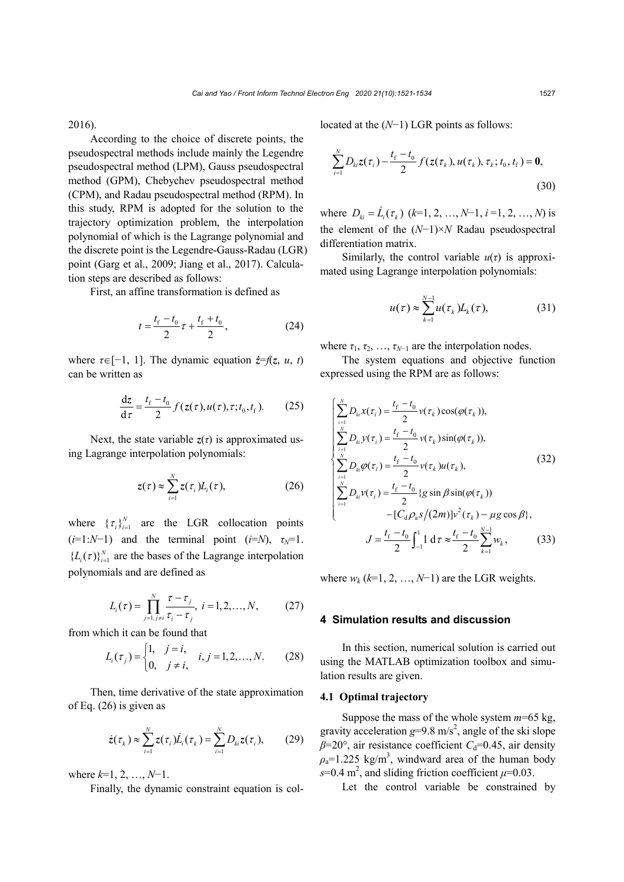2016).

According to the choice of discrete points, the pseudospectral methods include mainly the Legendre pseudospectral method (LPM), Gauss pseudospectral method (GPM), Chebychev pseudospectral method (CPM), and Radau pseudospectral method (RPM). In this study, RPM is adopted for the solution to the trajectory optimization problem, the interpolation polynomial of which is the Lagrange polynomial and the discrete point is the Legendre-Gauss-Radau (LGR) point (Garg et al., 2009; Jiang et al., 2017). Calculation steps are described as follows:

First, an affine transformation is defined as

$$t=\frac{t_{\mathrm{f}}-t_{0}}{2}\tau+\frac{t_{\mathrm{f}}+t_{0}}{2}, \tag{24}$$

where $\tau\in[-1, 1]$. The dynamic equation $\dot{\boldsymbol{z}}=f(\boldsymbol{z}, u, t)$ can be written as

$$\frac{\mathrm{d}\boldsymbol{z}}{\mathrm{d}\tau}=\frac{t_{\mathrm{f}}-t_{0}}{2}f(\boldsymbol{z}(\tau),u(\tau),\tau;t_{0},t_{\mathrm{f}}). \tag{25}$$

Next, the state variable $\boldsymbol{z}(\tau)$ is approximated using Lagrange interpolation polynomials:

$$\boldsymbol{z}(\tau)\approx\sum_{i=1}^{N}\boldsymbol{z}(\tau_{i})L_{i}(\tau), \tag{26}$$

where $\{\tau_i\}_{i=1}^{N}$ are the LGR collocation points ($i$=1:$N$−1) and the terminal point ($i$=$N$), $\tau_N$=1. $\{L_i(\tau)\}_{i=1}^{N}$ are the bases of the Lagrange interpolation polynomials and are defined as

$$L_{i}(\tau)=\prod_{j=1,j\neq i}^{N}\frac{\tau-\tau_{j}}{\tau_{i}-\tau_{j}},\ i=1,2,\ldots,N, \tag{27}$$

from which it can be found that

$$L_{i}(\tau_{j})=\begin{cases}1, & j=i,\\ 0, & j\neq i,\end{cases}\quad i,j=1,2,\ldots,N. \tag{28}$$

Then, time derivative of the state approximation of Eq. (26) is given as

$$\dot{\boldsymbol{z}}(\tau_{k})\approx\sum_{i=1}^{N}\boldsymbol{z}(\tau_{i})\dot{L}_{i}(\tau_{k})=\sum_{i=1}^{N}D_{ki}\boldsymbol{z}(\tau_{i}), \tag{29}$$

where $k$=1, 2, …, $N$−1.

Finally, the dynamic constraint equation is collocated at the ($N$−1) LGR points as follows:

$$\sum_{i=1}^{N}D_{ki}\boldsymbol{z}(\tau_{i})-\frac{t_{\mathrm{f}}-t_{0}}{2}f(\boldsymbol{z}(\tau_{k}),u(\tau_{k}),\tau_{k};t_{0},t_{\mathrm{f}})=\boldsymbol{0}, \tag{30}$$

where $D_{ki}=\dot{L}_i(\tau_k)$ ($k$=1, 2, …, $N$−1, $i$=1, 2, …, $N$) is the element of the ($N$−1)×$N$ Radau pseudospectral differentiation matrix.

Similarly, the control variable $u(\tau)$ is approximated using Lagrange interpolation polynomials:

$$u(\tau)\approx\sum_{k=1}^{N-1}u(\tau_{k})L_{k}(\tau), \tag{31}$$

where $\tau_1, \tau_2, \ldots, \tau_{N-1}$ are the interpolation nodes.

The system equations and objective function expressed using the RPM are as follows:

$$\begin{cases}\displaystyle\sum_{i=1}^{N}D_{ki}x(\tau_{i})=\frac{t_{\mathrm{f}}-t_{0}}{2}v(\tau_{k})\cos(\varphi(\tau_{k})),\\ \displaystyle\sum_{i=1}^{N}D_{ki}y(\tau_{i})=\frac{t_{\mathrm{f}}-t_{0}}{2}v(\tau_{k})\sin(\varphi(\tau_{k})),\\ \displaystyle\sum_{i=1}^{N}D_{ki}\varphi(\tau_{i})=\frac{t_{\mathrm{f}}-t_{0}}{2}v(\tau_{k})u(\tau_{k}),\\ \displaystyle\sum_{i=1}^{N}D_{ki}v(\tau_{i})=\frac{t_{\mathrm{f}}-t_{0}}{2}\{g\sin\beta\sin(\varphi(\tau_{k}))\\ \qquad-[C_{\mathrm{d}}\rho_{\mathrm{a}}s/(2m)]v^{2}(\tau_{k})-\mu g\cos\beta\},\end{cases} \tag{32}$$

$$J=\frac{t_{\mathrm{f}}-t_{0}}{2}\int_{-1}^{1}1\,\mathrm{d}\tau\approx\frac{t_{\mathrm{f}}-t_{0}}{2}\sum_{k=1}^{N-1}w_{k}, \tag{33}$$

where $w_k$ ($k$=1, 2, …, $N$−1) are the LGR weights.

## 4 Simulation results and discussion

In this section, numerical solution is carried out using the MATLAB optimization toolbox and simulation results are given.

### 4.1 Optimal trajectory

Suppose the mass of the whole system $m$=65 kg, gravity acceleration $g$=9.8 m/s$^2$, angle of the ski slope $\beta$=20°, air resistance coefficient $C_{\mathrm{d}}$=0.45, air density $\rho_{\mathrm{a}}$=1.225 kg/m$^3$, windward area of the human body $s$=0.4 m$^2$, and sliding friction coefficient $\mu$=0.03.

Let the control variable be constrained by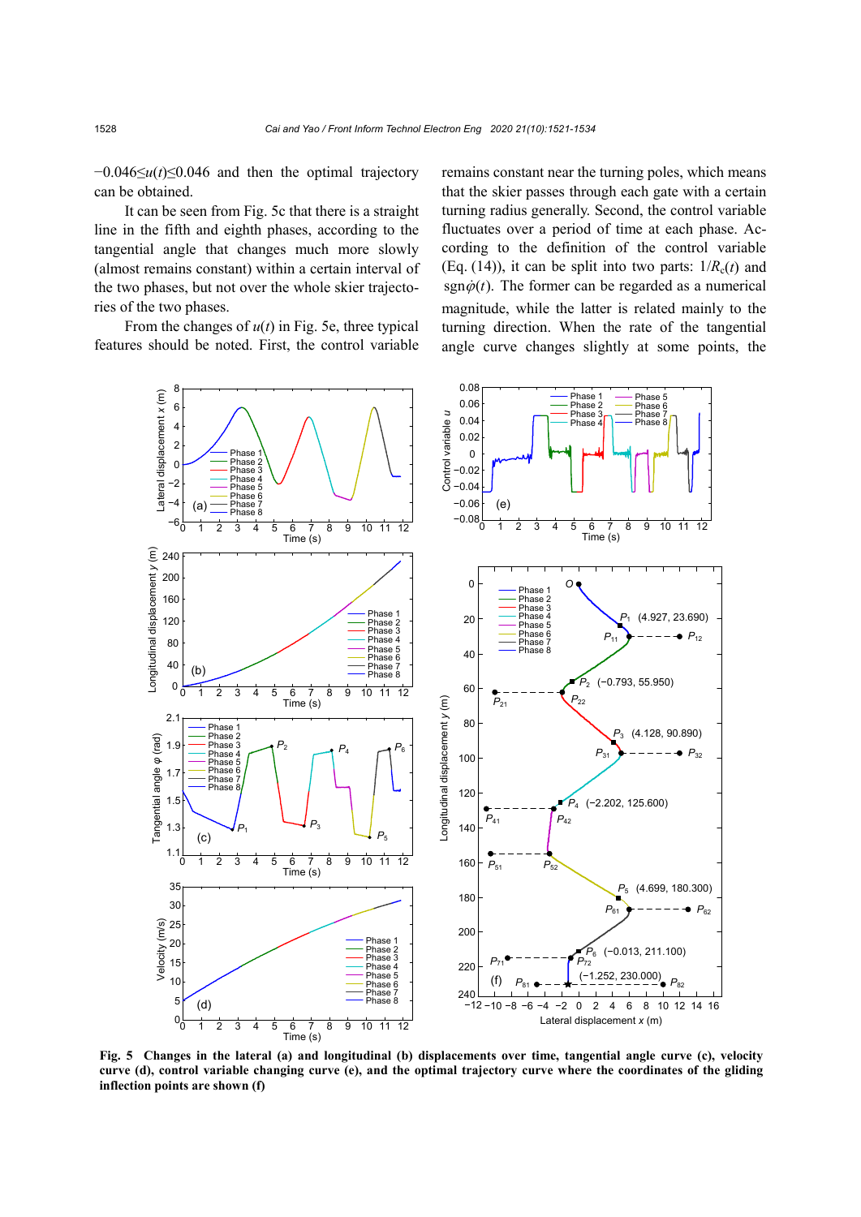$-0.046 \le u(t) \le 0.046$ and then the optimal trajectory can be obtained.

It can be seen from Fig. 5c that there is a straight line in the fifth and eighth phases, according to the tangential angle that changes much more slowly (almost remains constant) within a certain interval of the two phases, but not over the whole skier trajectories of the two phases.

From the changes of $u(t)$ in Fig. 5e, three typical features should be noted. First, the control variable remains constant near the turning poles, which means that the skier passes through each gate with a certain turning radius generally. Second, the control variable fluctuates over a period of time at each phase. According to the definition of the control variable (Eq. (14)), it can be split into two parts: $1/R_c(t)$ and $\mathrm{sgn}\dot{\varphi}(t)$. The former can be regarded as a numerical magnitude, while the latter is related mainly to the turning direction. When the rate of the tangential angle curve changes slightly at some points, the

**Fig. 5 Changes in the lateral (a) and longitudinal (b) displacements over time, tangential angle curve (c), velocity curve (d), control variable changing curve (e), and the optimal trajectory curve where the coordinates of the gliding inflection points are shown (f)**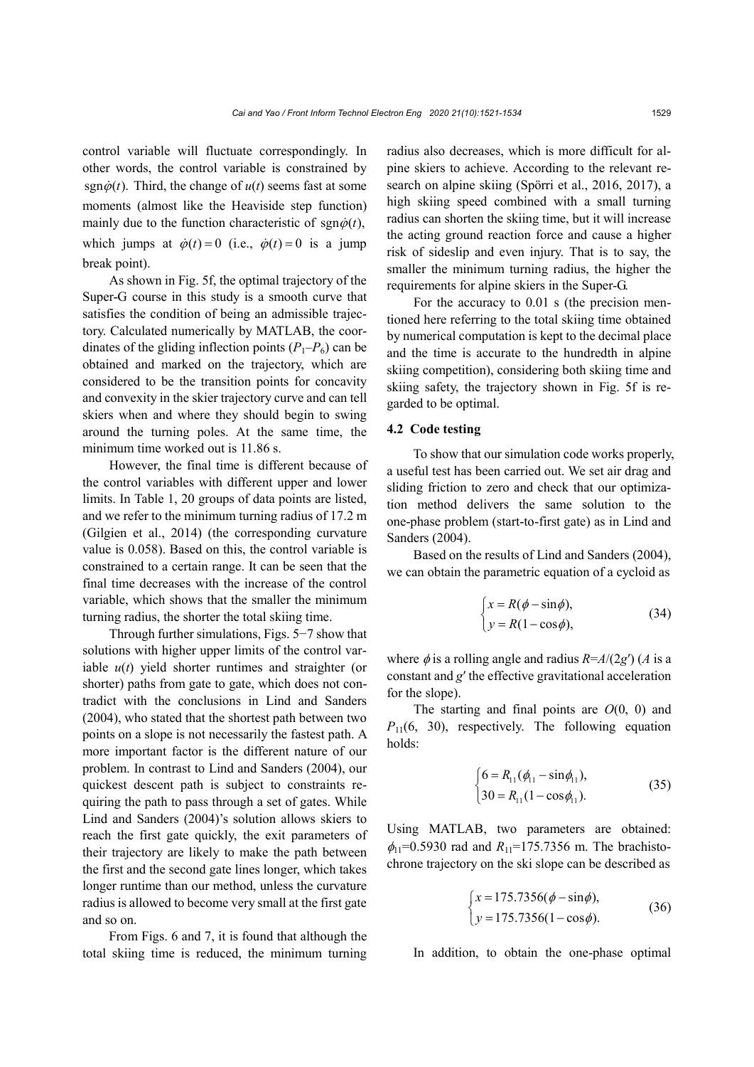control variable will fluctuate correspondingly. In other words, the control variable is constrained by $\mathrm{sgn}\dot{\varphi}(t)$. Third, the change of $u(t)$ seems fast at some moments (almost like the Heaviside step function) mainly due to the function characteristic of $\mathrm{sgn}\dot{\varphi}(t)$, which jumps at $\dot{\varphi}(t)=0$ (i.e., $\dot{\varphi}(t)=0$ is a jump break point).

As shown in Fig. 5f, the optimal trajectory of the Super-G course in this study is a smooth curve that satisfies the condition of being an admissible trajectory. Calculated numerically by MATLAB, the coordinates of the gliding inflection points ($P_1$–$P_6$) can be obtained and marked on the trajectory, which are considered to be the transition points for concavity and convexity in the skier trajectory curve and can tell skiers when and where they should begin to swing around the turning poles. At the same time, the minimum time worked out is 11.86 s.

However, the final time is different because of the control variables with different upper and lower limits. In Table 1, 20 groups of data points are listed, and we refer to the minimum turning radius of 17.2 m (Gilgien et al., 2014) (the corresponding curvature value is 0.058). Based on this, the control variable is constrained to a certain range. It can be seen that the final time decreases with the increase of the control variable, which shows that the smaller the minimum turning radius, the shorter the total skiing time.

Through further simulations, Figs. 5−7 show that solutions with higher upper limits of the control variable $u(t)$ yield shorter runtimes and straighter (or shorter) paths from gate to gate, which does not contradict with the conclusions in Lind and Sanders (2004), who stated that the shortest path between two points on a slope is not necessarily the fastest path. A more important factor is the different nature of our problem. In contrast to Lind and Sanders (2004), our quickest descent path is subject to constraints requiring the path to pass through a set of gates. While Lind and Sanders (2004)'s solution allows skiers to reach the first gate quickly, the exit parameters of their trajectory are likely to make the path between the first and the second gate lines longer, which takes longer runtime than our method, unless the curvature radius is allowed to become very small at the first gate and so on.

From Figs. 6 and 7, it is found that although the total skiing time is reduced, the minimum turning radius also decreases, which is more difficult for alpine skiers to achieve. According to the relevant research on alpine skiing (Spörri et al., 2016, 2017), a high skiing speed combined with a small turning radius can shorten the skiing time, but it will increase the acting ground reaction force and cause a higher risk of sideslip and even injury. That is to say, the smaller the minimum turning radius, the higher the requirements for alpine skiers in the Super-G.

For the accuracy to 0.01 s (the precision mentioned here referring to the total skiing time obtained by numerical computation is kept to the decimal place and the time is accurate to the hundredth in alpine skiing competition), considering both skiing time and skiing safety, the trajectory shown in Fig. 5f is regarded to be optimal.

### 4.2 Code testing

To show that our simulation code works properly, a useful test has been carried out. We set air drag and sliding friction to zero and check that our optimization method delivers the same solution to the one-phase problem (start-to-first gate) as in Lind and Sanders (2004).

Based on the results of Lind and Sanders (2004), we can obtain the parametric equation of a cycloid as

$$\begin{cases} x = R(\phi - \sin\phi), \\ y = R(1 - \cos\phi), \end{cases} \tag{34}$$

where $\phi$ is a rolling angle and radius $R=A/(2g')$ ($A$ is a constant and $g'$ the effective gravitational acceleration for the slope).

The starting and final points are $O(0, 0)$ and $P_{11}(6, 30)$, respectively. The following equation holds:

$$\begin{cases} 6 = R_{11}(\phi_{11} - \sin\phi_{11}), \\ 30 = R_{11}(1 - \cos\phi_{11}). \end{cases} \tag{35}$$

Using MATLAB, two parameters are obtained: $\phi_{11}$=0.5930 rad and $R_{11}$=175.7356 m. The brachistochrone trajectory on the ski slope can be described as

$$\begin{cases} x = 175.7356(\phi - \sin\phi), \\ y = 175.7356(1 - \cos\phi). \end{cases} \tag{36}$$

In addition, to obtain the one-phase optimal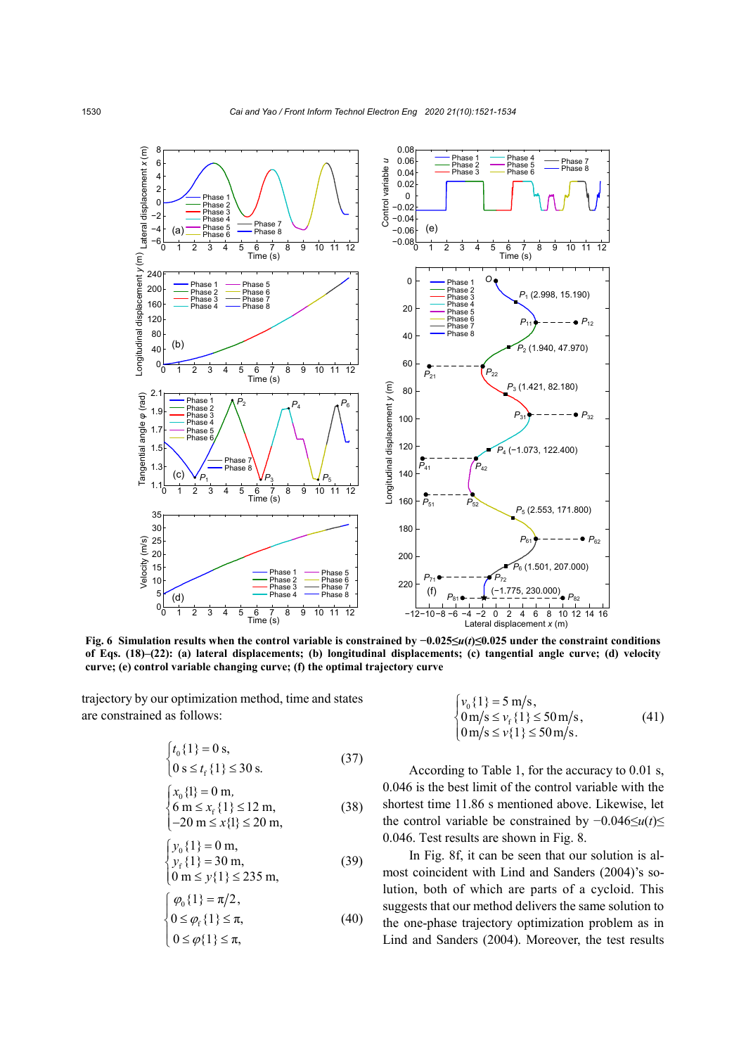Fig. 6 Simulation results when the control variable is constrained by $-0.025 \le u(t) \le 0.025$ under the constraint conditions of Eqs. (18)–(22): (a) lateral displacements; (b) longitudinal displacements; (c) tangential angle curve; (d) velocity curve; (e) control variable changing curve; (f) the optimal trajectory curve

trajectory by our optimization method, time and states are constrained as follows:

$$\begin{cases} t_0\{1\} = 0\ \text{s}, \\ 0\ \text{s} \le t_f\{1\} \le 30\ \text{s}. \end{cases} \tag{37}$$

$$\begin{cases} x_0\{1\} = 0\ \text{m}, \\ 6\ \text{m} \le x_f\{1\} \le 12\ \text{m}, \\ -20\ \text{m} \le x\{1\} \le 20\ \text{m}, \end{cases} \tag{38}$$

$$\begin{cases} y_0\{1\} = 0\ \text{m}, \\ y_f\{1\} = 30\ \text{m}, \\ 0\ \text{m} \le y\{1\} \le 235\ \text{m}, \end{cases} \tag{39}$$

$$\begin{cases} \varphi_0\{1\} = \pi/2, \\ 0 \le \varphi_f\{1\} \le \pi, \\ 0 \le \varphi\{1\} \le \pi, \end{cases} \tag{40}$$

$$\begin{cases} v_0\{1\} = 5\ \text{m/s}, \\ 0\ \text{m/s} \le v_f\{1\} \le 50\ \text{m/s}, \\ 0\ \text{m/s} \le v\{1\} \le 50\ \text{m/s}. \end{cases} \tag{41}$$

According to Table 1, for the accuracy to 0.01 s, 0.046 is the best limit of the control variable with the shortest time 11.86 s mentioned above. Likewise, let the control variable be constrained by $-0.046 \le u(t) \le 0.046$. Test results are shown in Fig. 8.

In Fig. 8f, it can be seen that our solution is almost coincident with Lind and Sanders (2004)'s solution, both of which are parts of a cycloid. This suggests that our method delivers the same solution to the one-phase trajectory optimization problem as in Lind and Sanders (2004). Moreover, the test results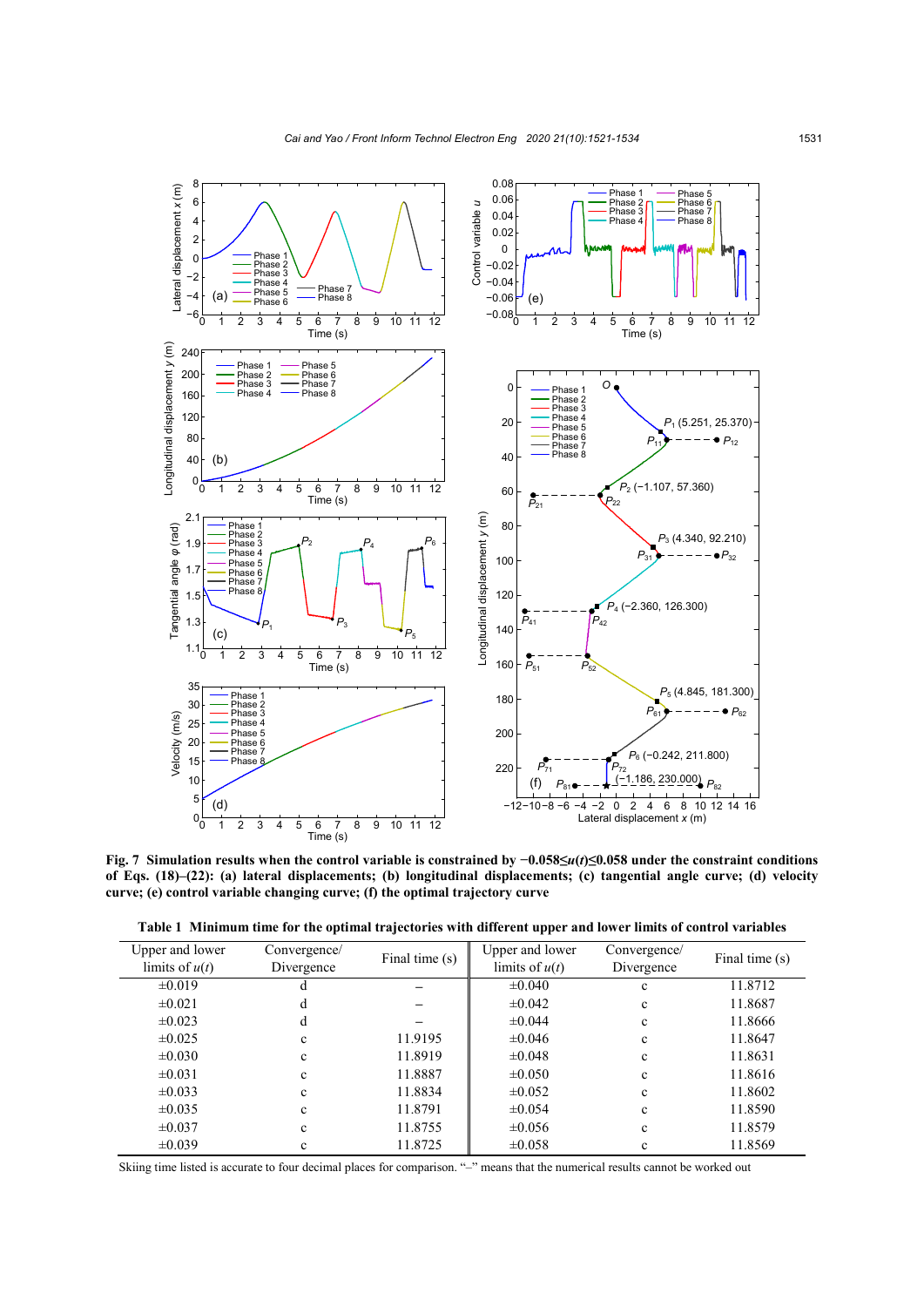**Fig. 7 Simulation results when the control variable is constrained by $-0.058 \le u(t) \le 0.058$ under the constraint conditions of Eqs. (18)–(22): (a) lateral displacements; (b) longitudinal displacements; (c) tangential angle curve; (d) velocity curve; (e) control variable changing curve; (f) the optimal trajectory curve**

**Table 1 Minimum time for the optimal trajectories with different upper and lower limits of control variables**

| Upper and lower limits of $u(t)$ | Convergence/ Divergence | Final time (s) | Upper and lower limits of $u(t)$ | Convergence/ Divergence | Final time (s) |
|---|---|---|---|---|---|
| ±0.019 | d | – | ±0.040 | c | 11.8712 |
| ±0.021 | d | – | ±0.042 | c | 11.8687 |
| ±0.023 | d | – | ±0.044 | c | 11.8666 |
| ±0.025 | c | 11.9195 | ±0.046 | c | 11.8647 |
| ±0.030 | c | 11.8919 | ±0.048 | c | 11.8631 |
| ±0.031 | c | 11.8887 | ±0.050 | c | 11.8616 |
| ±0.033 | c | 11.8834 | ±0.052 | c | 11.8602 |
| ±0.035 | c | 11.8791 | ±0.054 | c | 11.8590 |
| ±0.037 | c | 11.8755 | ±0.056 | c | 11.8579 |
| ±0.039 | c | 11.8725 | ±0.058 | c | 11.8569 |

Skiing time listed is accurate to four decimal places for comparison. "–" means that the numerical results cannot be worked out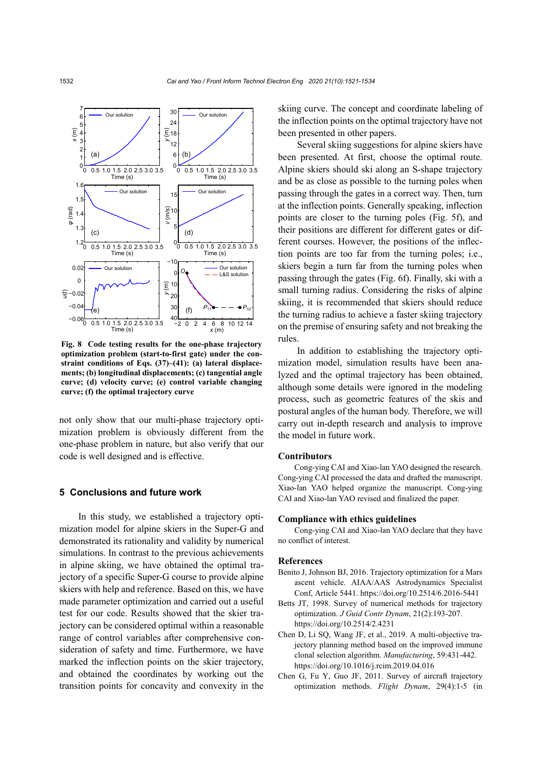Fig. 8 Code testing results for the one-phase trajectory optimization problem (start-to-first gate) under the constraint conditions of Eqs. (37)–(41): (a) lateral displacements; (b) longitudinal displacements; (c) tangential angle curve; (d) velocity curve; (e) control variable changing curve; (f) the optimal trajectory curve

not only show that our multi-phase trajectory optimization problem is obviously different from the one-phase problem in nature, but also verify that our code is well designed and is effective.

## 5 Conclusions and future work

In this study, we established a trajectory optimization model for alpine skiers in the Super-G and demonstrated its rationality and validity by numerical simulations. In contrast to the previous achievements in alpine skiing, we have obtained the optimal trajectory of a specific Super-G course to provide alpine skiers with help and reference. Based on this, we have made parameter optimization and carried out a useful test for our code. Results showed that the skier trajectory can be considered optimal within a reasonable range of control variables after comprehensive consideration of safety and time. Furthermore, we have marked the inflection points on the skier trajectory, and obtained the coordinates by working out the transition points for concavity and convexity in the skiing curve. The concept and coordinate labeling of the inflection points on the optimal trajectory have not been presented in other papers.

Several skiing suggestions for alpine skiers have been presented. At first, choose the optimal route. Alpine skiers should ski along an S-shape trajectory and be as close as possible to the turning poles when passing through the gates in a correct way. Then, turn at the inflection points. Generally speaking, inflection points are closer to the turning poles (Fig. 5f), and their positions are different for different gates or different courses. However, the positions of the inflection points are too far from the turning poles; i.e., skiers begin a turn far from the turning poles when passing through the gates (Fig. 6f). Finally, ski with a small turning radius. Considering the risks of alpine skiing, it is recommended that skiers should reduce the turning radius to achieve a faster skiing trajectory on the premise of ensuring safety and not breaking the rules.

In addition to establishing the trajectory optimization model, simulation results have been analyzed and the optimal trajectory has been obtained, although some details were ignored in the modeling process, such as geometric features of the skis and postural angles of the human body. Therefore, we will carry out in-depth research and analysis to improve the model in future work.

### Contributors

Cong-ying CAI and Xiao-lan YAO designed the research. Cong-ying CAI processed the data and drafted the manuscript. Xiao-lan YAO helped organize the manuscript. Cong-ying CAI and Xiao-lan YAO revised and finalized the paper.

### Compliance with ethics guidelines

Cong-ying CAI and Xiao-lan YAO declare that they have no conflict of interest.

### References

Benito J, Johnson BJ, 2016. Trajectory optimization for a Mars ascent vehicle. AIAA/AAS Astrodynamics Specialist Conf, Article 5441. https://doi.org/10.2514/6.2016-5441

Betts JT, 1998. Survey of numerical methods for trajectory optimization. *J Guid Contr Dynam*, 21(2):193-207. https://doi.org/10.2514/2.4231

Chen D, Li SQ, Wang JF, et al., 2019. A multi-objective trajectory planning method based on the improved immune clonal selection algorithm. *Manufacturing*, 59:431-442. https://doi.org/10.1016/j.rcim.2019.04.016

Chen G, Fu Y, Guo JF, 2011. Survey of aircraft trajectory optimization methods. *Flight Dynam*, 29(4):1-5 (in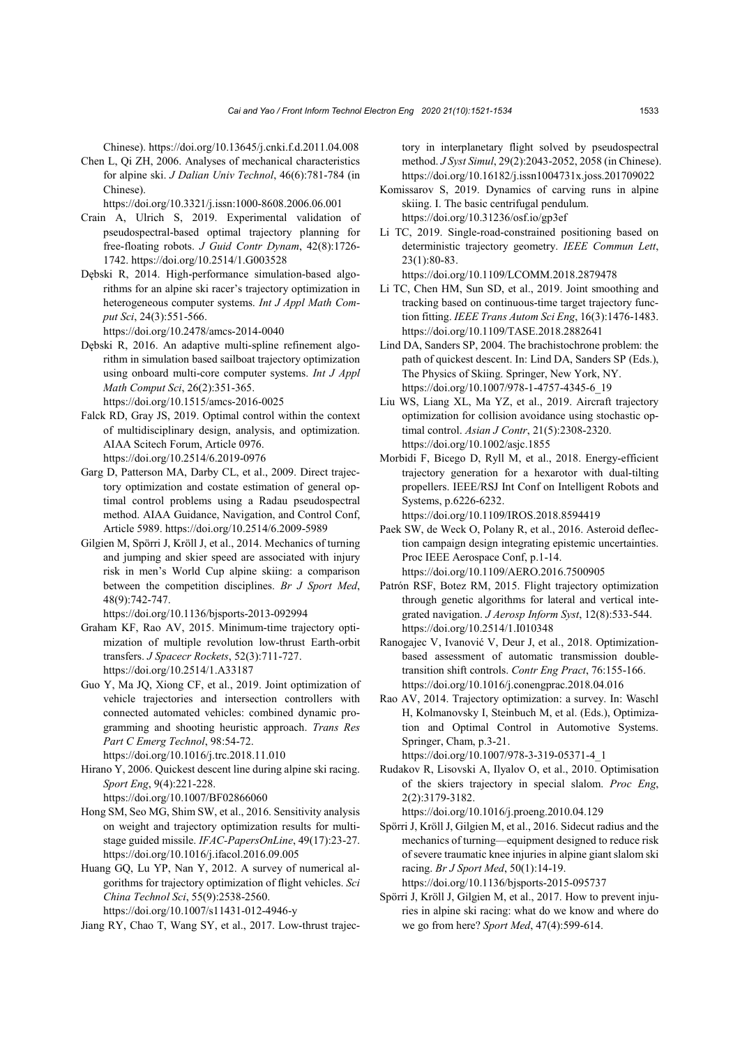Chinese). https://doi.org/10.13645/j.cnki.f.d.2011.04.008

Chen L, Qi ZH, 2006. Analyses of mechanical characteristics for alpine ski. *J Dalian Univ Technol*, 46(6):781-784 (in Chinese). https://doi.org/10.3321/j.issn:1000-8608.2006.06.001

Crain A, Ulrich S, 2019. Experimental validation of pseudospectral-based optimal trajectory planning for free-floating robots. *J Guid Contr Dynam*, 42(8):1726-1742. https://doi.org/10.2514/1.G003528

Dębski R, 2014. High-performance simulation-based algorithms for an alpine ski racer's trajectory optimization in heterogeneous computer systems. *Int J Appl Math Comput Sci*, 24(3):551-566. https://doi.org/10.2478/amcs-2014-0040

Dębski R, 2016. An adaptive multi-spline refinement algorithm in simulation based sailboat trajectory optimization using onboard multi-core computer systems. *Int J Appl Math Comput Sci*, 26(2):351-365. https://doi.org/10.1515/amcs-2016-0025

Falck RD, Gray JS, 2019. Optimal control within the context of multidisciplinary design, analysis, and optimization. AIAA Scitech Forum, Article 0976. https://doi.org/10.2514/6.2019-0976

Garg D, Patterson MA, Darby CL, et al., 2009. Direct trajectory optimization and costate estimation of general optimal control problems using a Radau pseudospectral method. AIAA Guidance, Navigation, and Control Conf, Article 5989. https://doi.org/10.2514/6.2009-5989

Gilgien M, Spörri J, Kröll J, et al., 2014. Mechanics of turning and jumping and skier speed are associated with injury risk in men's World Cup alpine skiing: a comparison between the competition disciplines. *Br J Sport Med*, 48(9):742-747. https://doi.org/10.1136/bjsports-2013-092994

Graham KF, Rao AV, 2015. Minimum-time trajectory optimization of multiple revolution low-thrust Earth-orbit transfers. *J Spacecr Rockets*, 52(3):711-727. https://doi.org/10.2514/1.A33187

Guo Y, Ma JQ, Xiong CF, et al., 2019. Joint optimization of vehicle trajectories and intersection controllers with connected automated vehicles: combined dynamic programming and shooting heuristic approach. *Trans Res Part C Emerg Technol*, 98:54-72. https://doi.org/10.1016/j.trc.2018.11.010

Hirano Y, 2006. Quickest descent line during alpine ski racing. *Sport Eng*, 9(4):221-228. https://doi.org/10.1007/BF02866060

Hong SM, Seo MG, Shim SW, et al., 2016. Sensitivity analysis on weight and trajectory optimization results for multistage guided missile. *IFAC-PapersOnLine*, 49(17):23-27. https://doi.org/10.1016/j.ifacol.2016.09.005

Huang GQ, Lu YP, Nan Y, 2012. A survey of numerical algorithms for trajectory optimization of flight vehicles. *Sci China Technol Sci*, 55(9):2538-2560. https://doi.org/10.1007/s11431-012-4946-y

Jiang RY, Chao T, Wang SY, et al., 2017. Low-thrust trajectory in interplanetary flight solved by pseudospectral method. *J Syst Simul*, 29(2):2043-2052, 2058 (in Chinese). https://doi.org/10.16182/j.issn1004731x.joss.201709022

Komissarov S, 2019. Dynamics of carving runs in alpine skiing. I. The basic centrifugal pendulum. https://doi.org/10.31236/osf.io/gp3ef

Li TC, 2019. Single-road-constrained positioning based on deterministic trajectory geometry. *IEEE Commun Lett*, 23(1):80-83. https://doi.org/10.1109/LCOMM.2018.2879478

Li TC, Chen HM, Sun SD, et al., 2019. Joint smoothing and tracking based on continuous-time target trajectory function fitting. *IEEE Trans Autom Sci Eng*, 16(3):1476-1483. https://doi.org/10.1109/TASE.2018.2882641

Lind DA, Sanders SP, 2004. The brachistochrone problem: the path of quickest descent. In: Lind DA, Sanders SP (Eds.), The Physics of Skiing. Springer, New York, NY. https://doi.org/10.1007/978-1-4757-4345-6_19

Liu WS, Liang XL, Ma YZ, et al., 2019. Aircraft trajectory optimization for collision avoidance using stochastic optimal control. *Asian J Contr*, 21(5):2308-2320. https://doi.org/10.1002/asjc.1855

Morbidi F, Bicego D, Ryll M, et al., 2018. Energy-efficient trajectory generation for a hexarotor with dual-tilting propellers. IEEE/RSJ Int Conf on Intelligent Robots and Systems, p.6226-6232. https://doi.org/10.1109/IROS.2018.8594419

Paek SW, de Weck O, Polany R, et al., 2016. Asteroid deflection campaign design integrating epistemic uncertainties. Proc IEEE Aerospace Conf, p.1-14. https://doi.org/10.1109/AERO.2016.7500905

Patrón RSF, Botez RM, 2015. Flight trajectory optimization through genetic algorithms for lateral and vertical integrated navigation. *J Aerosp Inform Syst*, 12(8):533-544. https://doi.org/10.2514/1.I010348

Ranogajec V, Ivanović V, Deur J, et al., 2018. Optimization-based assessment of automatic transmission double-transition shift controls. *Contr Eng Pract*, 76:155-166. https://doi.org/10.1016/j.conengprac.2018.04.016

Rao AV, 2014. Trajectory optimization: a survey. In: Waschl H, Kolmanovsky I, Steinbuch M, et al. (Eds.), Optimization and Optimal Control in Automotive Systems. Springer, Cham, p.3-21. https://doi.org/10.1007/978-3-319-05371-4_1

Rudakov R, Lisovski A, Ilyalov O, et al., 2010. Optimisation of the skiers trajectory in special slalom. *Proc Eng*, 2(2):3179-3182. https://doi.org/10.1016/j.proeng.2010.04.129

Spörri J, Kröll J, Gilgien M, et al., 2016. Sidecut radius and the mechanics of turning—equipment designed to reduce risk of severe traumatic knee injuries in alpine giant slalom ski racing. *Br J Sport Med*, 50(1):14-19. https://doi.org/10.1136/bjsports-2015-095737

Spörri J, Kröll J, Gilgien M, et al., 2017. How to prevent injuries in alpine ski racing: what do we know and where do we go from here? *Sport Med*, 47(4):599-614.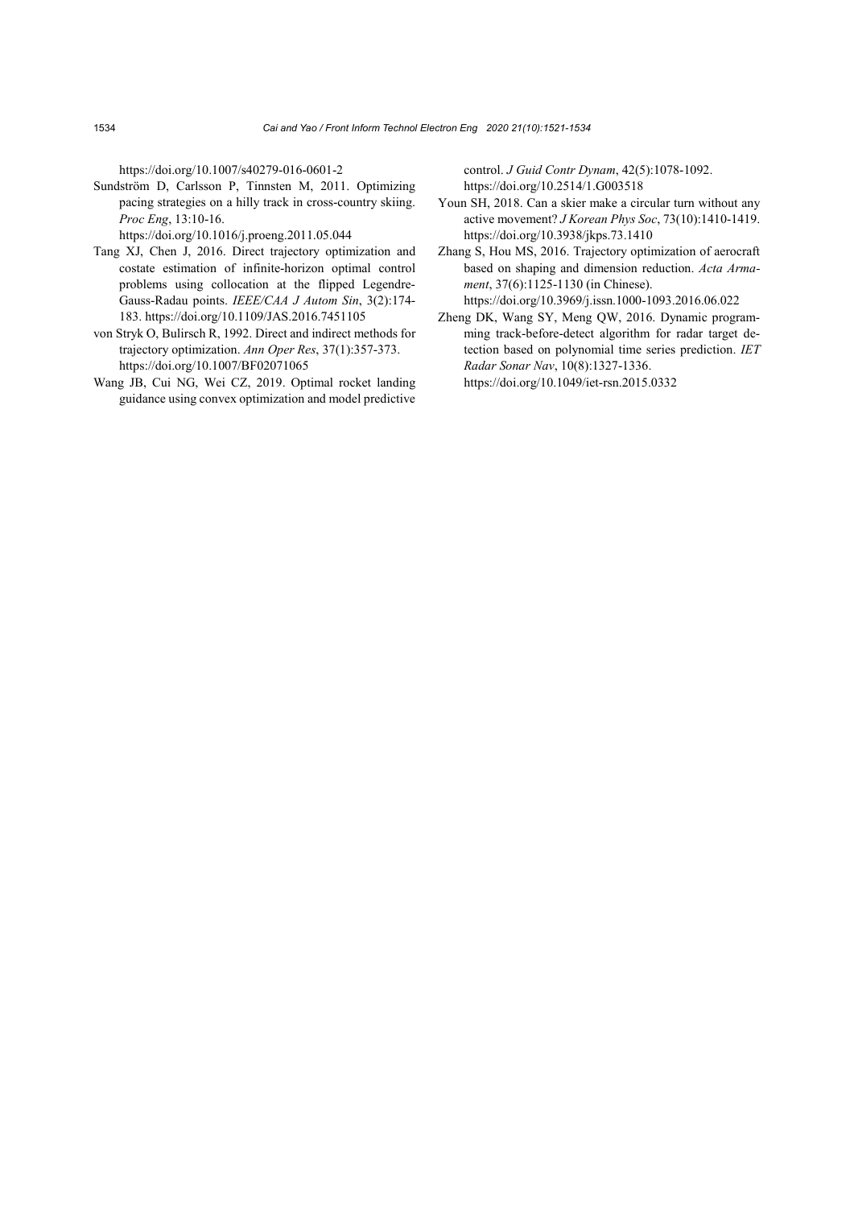https://doi.org/10.1007/s40279-016-0601-2

Sundström D, Carlsson P, Tinnsten M, 2011. Optimizing pacing strategies on a hilly track in cross-country skiing. *Proc Eng*, 13:10-16. https://doi.org/10.1016/j.proeng.2011.05.044

Tang XJ, Chen J, 2016. Direct trajectory optimization and costate estimation of infinite-horizon optimal control problems using collocation at the flipped Legendre-Gauss-Radau points. *IEEE/CAA J Autom Sin*, 3(2):174-183. https://doi.org/10.1109/JAS.2016.7451105

von Stryk O, Bulirsch R, 1992. Direct and indirect methods for trajectory optimization. *Ann Oper Res*, 37(1):357-373. https://doi.org/10.1007/BF02071065

Wang JB, Cui NG, Wei CZ, 2019. Optimal rocket landing guidance using convex optimization and model predictive control. *J Guid Contr Dynam*, 42(5):1078-1092. https://doi.org/10.2514/1.G003518

Youn SH, 2018. Can a skier make a circular turn without any active movement? *J Korean Phys Soc*, 73(10):1410-1419. https://doi.org/10.3938/jkps.73.1410

Zhang S, Hou MS, 2016. Trajectory optimization of aerocraft based on shaping and dimension reduction. *Acta Armament*, 37(6):1125-1130 (in Chinese). https://doi.org/10.3969/j.issn.1000-1093.2016.06.022

Zheng DK, Wang SY, Meng QW, 2016. Dynamic programming track-before-detect algorithm for radar target detection based on polynomial time series prediction. *IET Radar Sonar Nav*, 10(8):1327-1336. https://doi.org/10.1049/iet-rsn.2015.0332